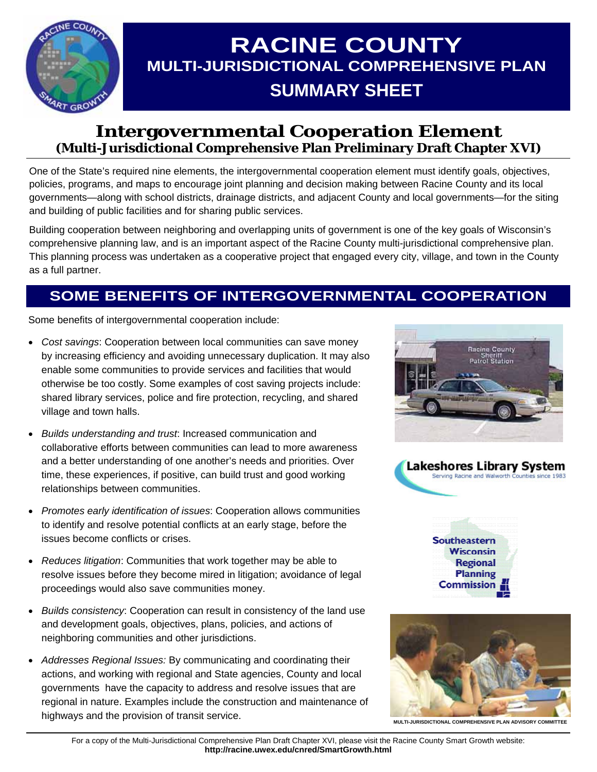# RACINE COUNTY
## MULTI-JURISDICTIONAL COMPREHENSIVE PLAN
## SUMMARY SHEET

## Intergovernmental Cooperation Element
### (Multi-Jurisdictional Comprehensive Plan Preliminary Draft Chapter XVI)

One of the State's required nine elements, the intergovernmental cooperation element must identify goals, objectives, policies, programs, and maps to encourage joint planning and decision making between Racine County and its local governments—along with school districts, drainage districts, and adjacent County and local governments—for the siting and building of public facilities and for sharing public services.

Building cooperation between neighboring and overlapping units of government is one of the key goals of Wisconsin's comprehensive planning law, and is an important aspect of the Racine County multi-jurisdictional comprehensive plan. This planning process was undertaken as a cooperative project that engaged every city, village, and town in the County as a full partner.

## SOME BENEFITS OF INTERGOVERNMENTAL COOPERATION

Some benefits of intergovernmental cooperation include:

- *Cost savings*: Cooperation between local communities can save money by increasing efficiency and avoiding unnecessary duplication. It may also enable some communities to provide services and facilities that would otherwise be too costly. Some examples of cost saving projects include: shared library services, police and fire protection, recycling, and shared village and town halls.
- *Builds understanding and trust*: Increased communication and collaborative efforts between communities can lead to more awareness and a better understanding of one another's needs and priorities. Over time, these experiences, if positive, can build trust and good working relationships between communities.
- *Promotes early identification of issues*: Cooperation allows communities to identify and resolve potential conflicts at an early stage, before the issues become conflicts or crises.
- *Reduces litigation*: Communities that work together may be able to resolve issues before they become mired in litigation; avoidance of legal proceedings would also save communities money.
- *Builds consistency*: Cooperation can result in consistency of the land use and development goals, objectives, plans, policies, and actions of neighboring communities and other jurisdictions.
- *Addresses Regional Issues:* By communicating and coordinating their actions, and working with regional and State agencies, County and local governments have the capacity to address and resolve issues that are regional in nature. Examples include the construction and maintenance of highways and the provision of transit service.

MULTI-JURISDICTIONAL COMPREHENSIVE PLAN ADVISORY COMMITTEE

For a copy of the Multi-Jurisdictional Comprehensive Plan Draft Chapter XVI, please visit the Racine County Smart Growth website: **http://racine.uwex.edu/cnred/SmartGrowth.html**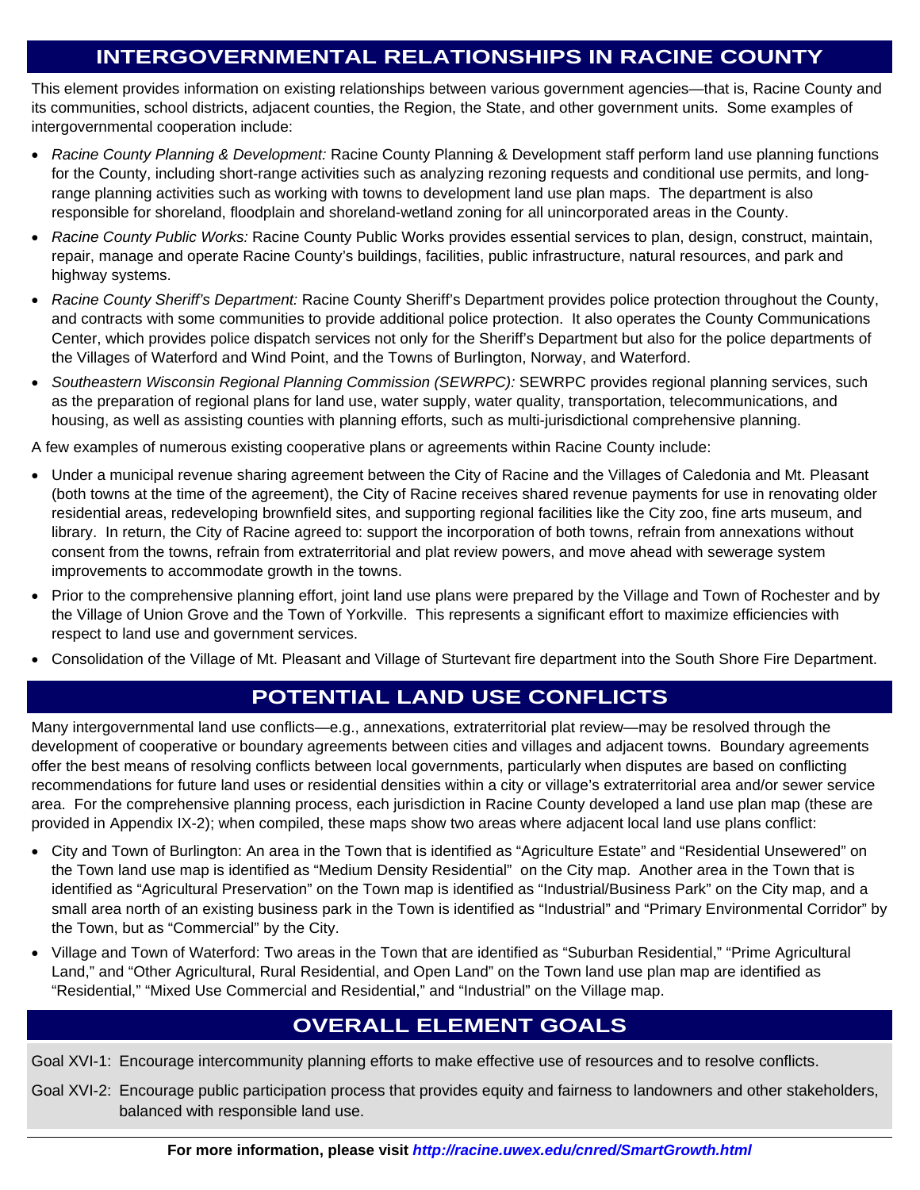## INTERGOVERNMENTAL RELATIONSHIPS IN RACINE COUNTY

This element provides information on existing relationships between various government agencies—that is, Racine County and its communities, school districts, adjacent counties, the Region, the State, and other government units. Some examples of intergovernmental cooperation include:

- *Racine County Planning & Development:* Racine County Planning & Development staff perform land use planning functions for the County, including short-range activities such as analyzing rezoning requests and conditional use permits, and long-range planning activities such as working with towns to development land use plan maps. The department is also responsible for shoreland, floodplain and shoreland-wetland zoning for all unincorporated areas in the County.
- *Racine County Public Works:* Racine County Public Works provides essential services to plan, design, construct, maintain, repair, manage and operate Racine County's buildings, facilities, public infrastructure, natural resources, and park and highway systems.
- *Racine County Sheriff's Department:* Racine County Sheriff's Department provides police protection throughout the County, and contracts with some communities to provide additional police protection. It also operates the County Communications Center, which provides police dispatch services not only for the Sheriff's Department but also for the police departments of the Villages of Waterford and Wind Point, and the Towns of Burlington, Norway, and Waterford.
- *Southeastern Wisconsin Regional Planning Commission (SEWRPC):* SEWRPC provides regional planning services, such as the preparation of regional plans for land use, water supply, water quality, transportation, telecommunications, and housing, as well as assisting counties with planning efforts, such as multi-jurisdictional comprehensive planning.

A few examples of numerous existing cooperative plans or agreements within Racine County include:

- Under a municipal revenue sharing agreement between the City of Racine and the Villages of Caledonia and Mt. Pleasant (both towns at the time of the agreement), the City of Racine receives shared revenue payments for use in renovating older residential areas, redeveloping brownfield sites, and supporting regional facilities like the City zoo, fine arts museum, and library. In return, the City of Racine agreed to: support the incorporation of both towns, refrain from annexations without consent from the towns, refrain from extraterritorial and plat review powers, and move ahead with sewerage system improvements to accommodate growth in the towns.
- Prior to the comprehensive planning effort, joint land use plans were prepared by the Village and Town of Rochester and by the Village of Union Grove and the Town of Yorkville. This represents a significant effort to maximize efficiencies with respect to land use and government services.
- Consolidation of the Village of Mt. Pleasant and Village of Sturtevant fire department into the South Shore Fire Department.

## POTENTIAL LAND USE CONFLICTS

Many intergovernmental land use conflicts—e.g., annexations, extraterritorial plat review—may be resolved through the development of cooperative or boundary agreements between cities and villages and adjacent towns. Boundary agreements offer the best means of resolving conflicts between local governments, particularly when disputes are based on conflicting recommendations for future land uses or residential densities within a city or village's extraterritorial area and/or sewer service area. For the comprehensive planning process, each jurisdiction in Racine County developed a land use plan map (these are provided in Appendix IX-2); when compiled, these maps show two areas where adjacent local land use plans conflict:

- City and Town of Burlington: An area in the Town that is identified as "Agriculture Estate" and "Residential Unsewered" on the Town land use map is identified as "Medium Density Residential" on the City map. Another area in the Town that is identified as "Agricultural Preservation" on the Town map is identified as "Industrial/Business Park" on the City map, and a small area north of an existing business park in the Town is identified as "Industrial" and "Primary Environmental Corridor" by the Town, but as "Commercial" by the City.
- Village and Town of Waterford: Two areas in the Town that are identified as "Suburban Residential," "Prime Agricultural Land," and "Other Agricultural, Rural Residential, and Open Land" on the Town land use plan map are identified as "Residential," "Mixed Use Commercial and Residential," and "Industrial" on the Village map.

## OVERALL ELEMENT GOALS

Goal XVI-1: Encourage intercommunity planning efforts to make effective use of resources and to resolve conflicts.

Goal XVI-2: Encourage public participation process that provides equity and fairness to landowners and other stakeholders, balanced with responsible land use.

**For more information, please visit *http://racine.uwex.edu/cnred/SmartGrowth.html***